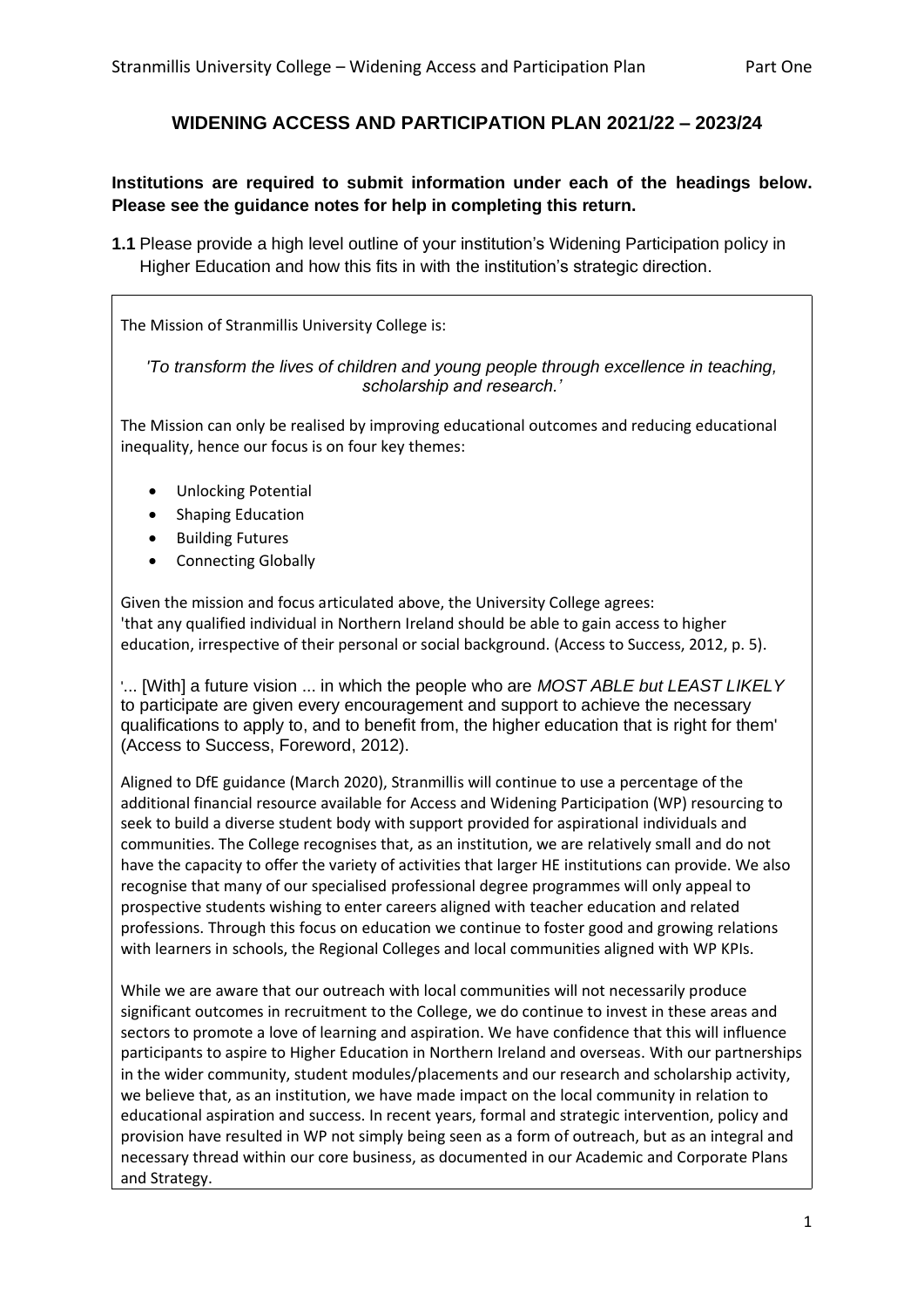## WIDENING ACCESS AND PARTICIPATION PLAN 2021/22 – 2023/24

**Institutions are required to submit information under each of the headings below. Please see the guidance notes for help in completing this return.**

**1.1** Please provide a high level outline of your institution's Widening Participation policy in Higher Education and how this fits in with the institution's strategic direction.

The Mission of Stranmillis University College is:

*'To transform the lives of children and young people through excellence in teaching, scholarship and research.'*

The Mission can only be realised by improving educational outcomes and reducing educational inequality, hence our focus is on four key themes:

- Unlocking Potential
- Shaping Education
- Building Futures
- Connecting Globally

Given the mission and focus articulated above, the University College agrees:
'that any qualified individual in Northern Ireland should be able to gain access to higher education, irrespective of their personal or social background. (Access to Success, 2012, p. 5).

'... [With] a future vision ... in which the people who are *MOST ABLE but LEAST LIKELY* to participate are given every encouragement and support to achieve the necessary qualifications to apply to, and to benefit from, the higher education that is right for them' (Access to Success, Foreword, 2012).

Aligned to DfE guidance (March 2020), Stranmillis will continue to use a percentage of the additional financial resource available for Access and Widening Participation (WP) resourcing to seek to build a diverse student body with support provided for aspirational individuals and communities. The College recognises that, as an institution, we are relatively small and do not have the capacity to offer the variety of activities that larger HE institutions can provide. We also recognise that many of our specialised professional degree programmes will only appeal to prospective students wishing to enter careers aligned with teacher education and related professions. Through this focus on education we continue to foster good and growing relations with learners in schools, the Regional Colleges and local communities aligned with WP KPIs.

While we are aware that our outreach with local communities will not necessarily produce significant outcomes in recruitment to the College, we do continue to invest in these areas and sectors to promote a love of learning and aspiration. We have confidence that this will influence participants to aspire to Higher Education in Northern Ireland and overseas. With our partnerships in the wider community, student modules/placements and our research and scholarship activity, we believe that, as an institution, we have made impact on the local community in relation to educational aspiration and success. In recent years, formal and strategic intervention, policy and provision have resulted in WP not simply being seen as a form of outreach, but as an integral and necessary thread within our core business, as documented in our Academic and Corporate Plans and Strategy.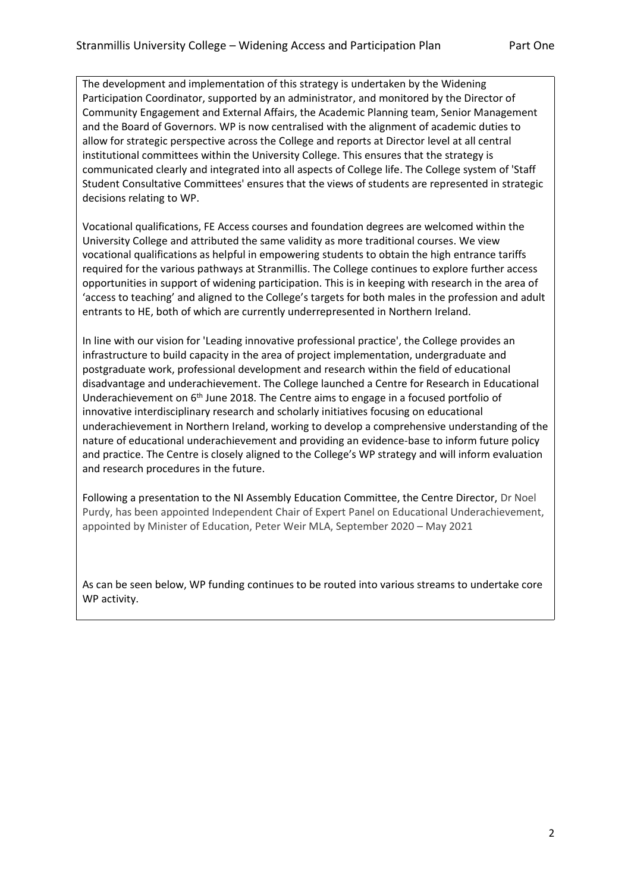The development and implementation of this strategy is undertaken by the Widening Participation Coordinator, supported by an administrator, and monitored by the Director of Community Engagement and External Affairs, the Academic Planning team, Senior Management and the Board of Governors. WP is now centralised with the alignment of academic duties to allow for strategic perspective across the College and reports at Director level at all central institutional committees within the University College. This ensures that the strategy is communicated clearly and integrated into all aspects of College life. The College system of 'Staff Student Consultative Committees' ensures that the views of students are represented in strategic decisions relating to WP.

Vocational qualifications, FE Access courses and foundation degrees are welcomed within the University College and attributed the same validity as more traditional courses. We view vocational qualifications as helpful in empowering students to obtain the high entrance tariffs required for the various pathways at Stranmillis. The College continues to explore further access opportunities in support of widening participation. This is in keeping with research in the area of 'access to teaching' and aligned to the College's targets for both males in the profession and adult entrants to HE, both of which are currently underrepresented in Northern Ireland.

In line with our vision for 'Leading innovative professional practice', the College provides an infrastructure to build capacity in the area of project implementation, undergraduate and postgraduate work, professional development and research within the field of educational disadvantage and underachievement. The College launched a Centre for Research in Educational Underachievement on 6th June 2018. The Centre aims to engage in a focused portfolio of innovative interdisciplinary research and scholarly initiatives focusing on educational underachievement in Northern Ireland, working to develop a comprehensive understanding of the nature of educational underachievement and providing an evidence-base to inform future policy and practice. The Centre is closely aligned to the College's WP strategy and will inform evaluation and research procedures in the future.

Following a presentation to the NI Assembly Education Committee, the Centre Director, Dr Noel Purdy, has been appointed Independent Chair of Expert Panel on Educational Underachievement, appointed by Minister of Education, Peter Weir MLA, September 2020 – May 2021

As can be seen below, WP funding continues to be routed into various streams to undertake core WP activity.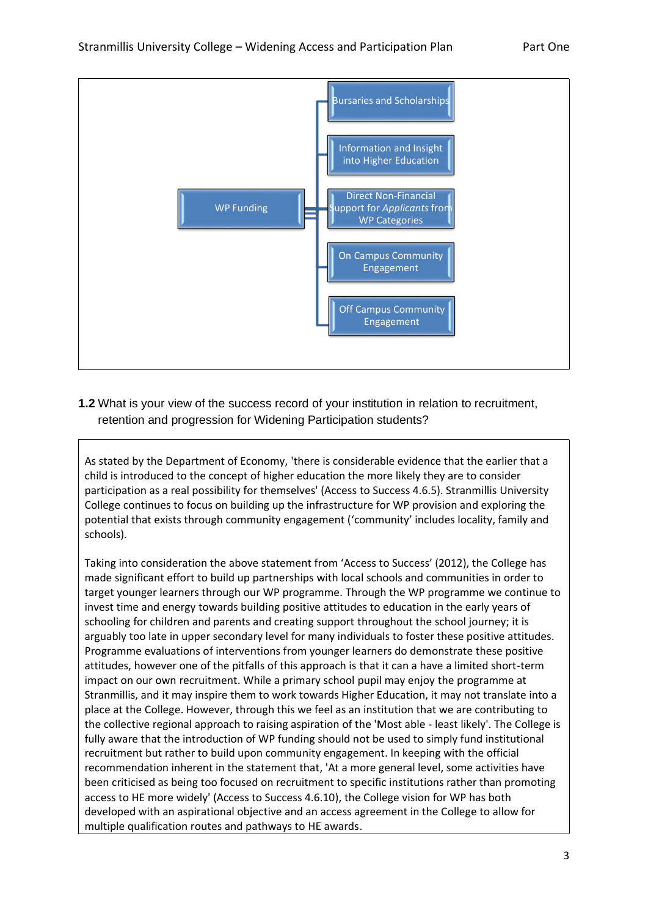- WP Funding
  - Bursaries and Scholarships
  - Information and Insight into Higher Education
  - Direct Non-Financial Support for *Applicants* from WP Categories
  - On Campus Community Engagement
  - Off Campus Community Engagement

**1.2** What is your view of the success record of your institution in relation to recruitment, retention and progression for Widening Participation students?

As stated by the Department of Economy, 'there is considerable evidence that the earlier that a child is introduced to the concept of higher education the more likely they are to consider participation as a real possibility for themselves' (Access to Success 4.6.5). Stranmillis University College continues to focus on building up the infrastructure for WP provision and exploring the potential that exists through community engagement ('community' includes locality, family and schools).

Taking into consideration the above statement from 'Access to Success' (2012), the College has made significant effort to build up partnerships with local schools and communities in order to target younger learners through our WP programme. Through the WP programme we continue to invest time and energy towards building positive attitudes to education in the early years of schooling for children and parents and creating support throughout the school journey; it is arguably too late in upper secondary level for many individuals to foster these positive attitudes. Programme evaluations of interventions from younger learners do demonstrate these positive attitudes, however one of the pitfalls of this approach is that it can a have a limited short-term impact on our own recruitment. While a primary school pupil may enjoy the programme at Stranmillis, and it may inspire them to work towards Higher Education, it may not translate into a place at the College. However, through this we feel as an institution that we are contributing to the collective regional approach to raising aspiration of the 'Most able - least likely'. The College is fully aware that the introduction of WP funding should not be used to simply fund institutional recruitment but rather to build upon community engagement. In keeping with the official recommendation inherent in the statement that, 'At a more general level, some activities have been criticised as being too focused on recruitment to specific institutions rather than promoting access to HE more widely' (Access to Success 4.6.10), the College vision for WP has both developed with an aspirational objective and an access agreement in the College to allow for multiple qualification routes and pathways to HE awards.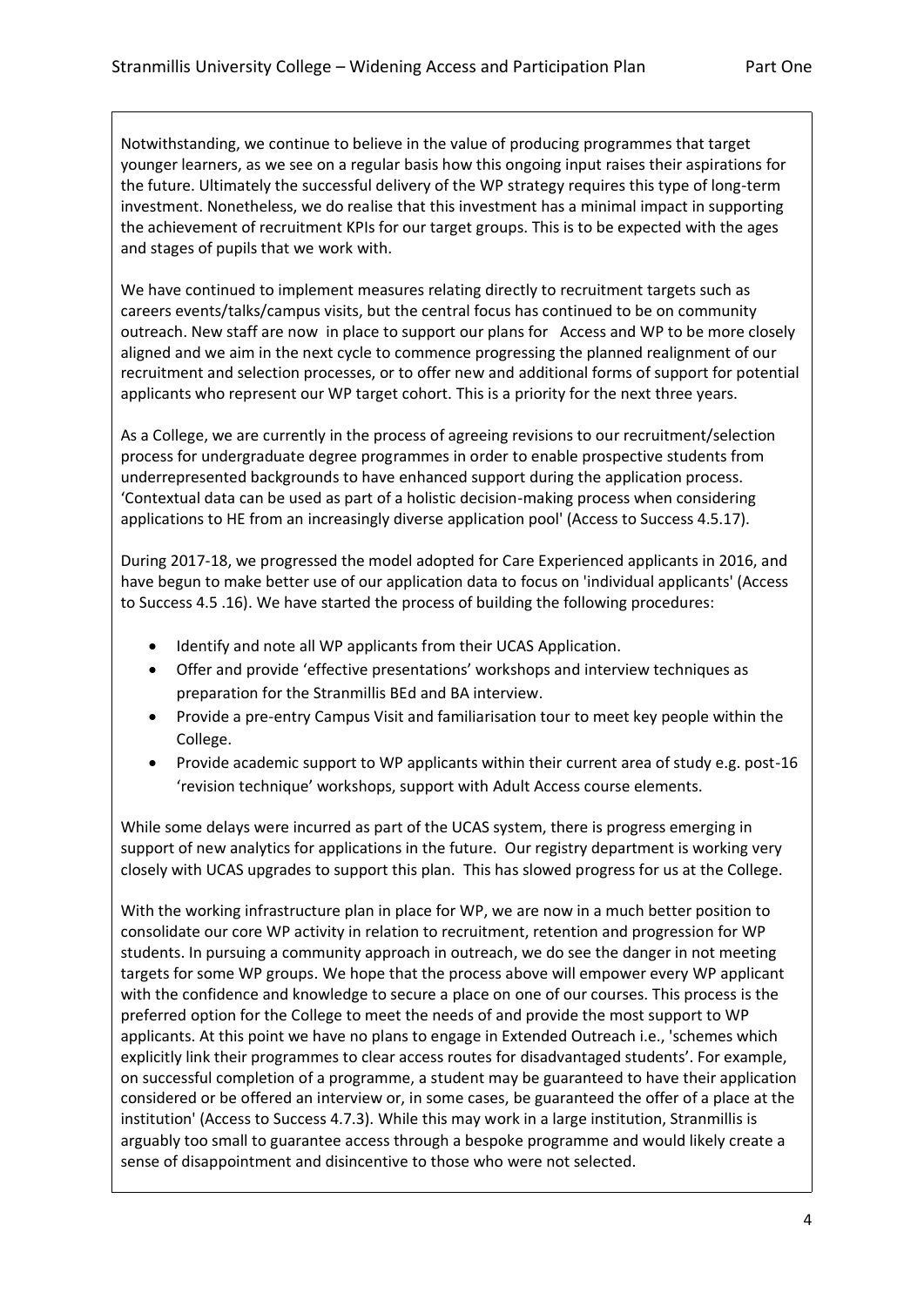Notwithstanding, we continue to believe in the value of producing programmes that target younger learners, as we see on a regular basis how this ongoing input raises their aspirations for the future. Ultimately the successful delivery of the WP strategy requires this type of long-term investment. Nonetheless, we do realise that this investment has a minimal impact in supporting the achievement of recruitment KPIs for our target groups. This is to be expected with the ages and stages of pupils that we work with.

We have continued to implement measures relating directly to recruitment targets such as careers events/talks/campus visits, but the central focus has continued to be on community outreach. New staff are now in place to support our plans for Access and WP to be more closely aligned and we aim in the next cycle to commence progressing the planned realignment of our recruitment and selection processes, or to offer new and additional forms of support for potential applicants who represent our WP target cohort. This is a priority for the next three years.

As a College, we are currently in the process of agreeing revisions to our recruitment/selection process for undergraduate degree programmes in order to enable prospective students from underrepresented backgrounds to have enhanced support during the application process. 'Contextual data can be used as part of a holistic decision-making process when considering applications to HE from an increasingly diverse application pool' (Access to Success 4.5.17).

During 2017-18, we progressed the model adopted for Care Experienced applicants in 2016, and have begun to make better use of our application data to focus on 'individual applicants' (Access to Success 4.5 .16). We have started the process of building the following procedures:

- Identify and note all WP applicants from their UCAS Application.
- Offer and provide 'effective presentations' workshops and interview techniques as preparation for the Stranmillis BEd and BA interview.
- Provide a pre-entry Campus Visit and familiarisation tour to meet key people within the College.
- Provide academic support to WP applicants within their current area of study e.g. post-16 'revision technique' workshops, support with Adult Access course elements.

While some delays were incurred as part of the UCAS system, there is progress emerging in support of new analytics for applications in the future. Our registry department is working very closely with UCAS upgrades to support this plan. This has slowed progress for us at the College.

With the working infrastructure plan in place for WP, we are now in a much better position to consolidate our core WP activity in relation to recruitment, retention and progression for WP students. In pursuing a community approach in outreach, we do see the danger in not meeting targets for some WP groups. We hope that the process above will empower every WP applicant with the confidence and knowledge to secure a place on one of our courses. This process is the preferred option for the College to meet the needs of and provide the most support to WP applicants. At this point we have no plans to engage in Extended Outreach i.e., 'schemes which explicitly link their programmes to clear access routes for disadvantaged students'. For example, on successful completion of a programme, a student may be guaranteed to have their application considered or be offered an interview or, in some cases, be guaranteed the offer of a place at the institution' (Access to Success 4.7.3). While this may work in a large institution, Stranmillis is arguably too small to guarantee access through a bespoke programme and would likely create a sense of disappointment and disincentive to those who were not selected.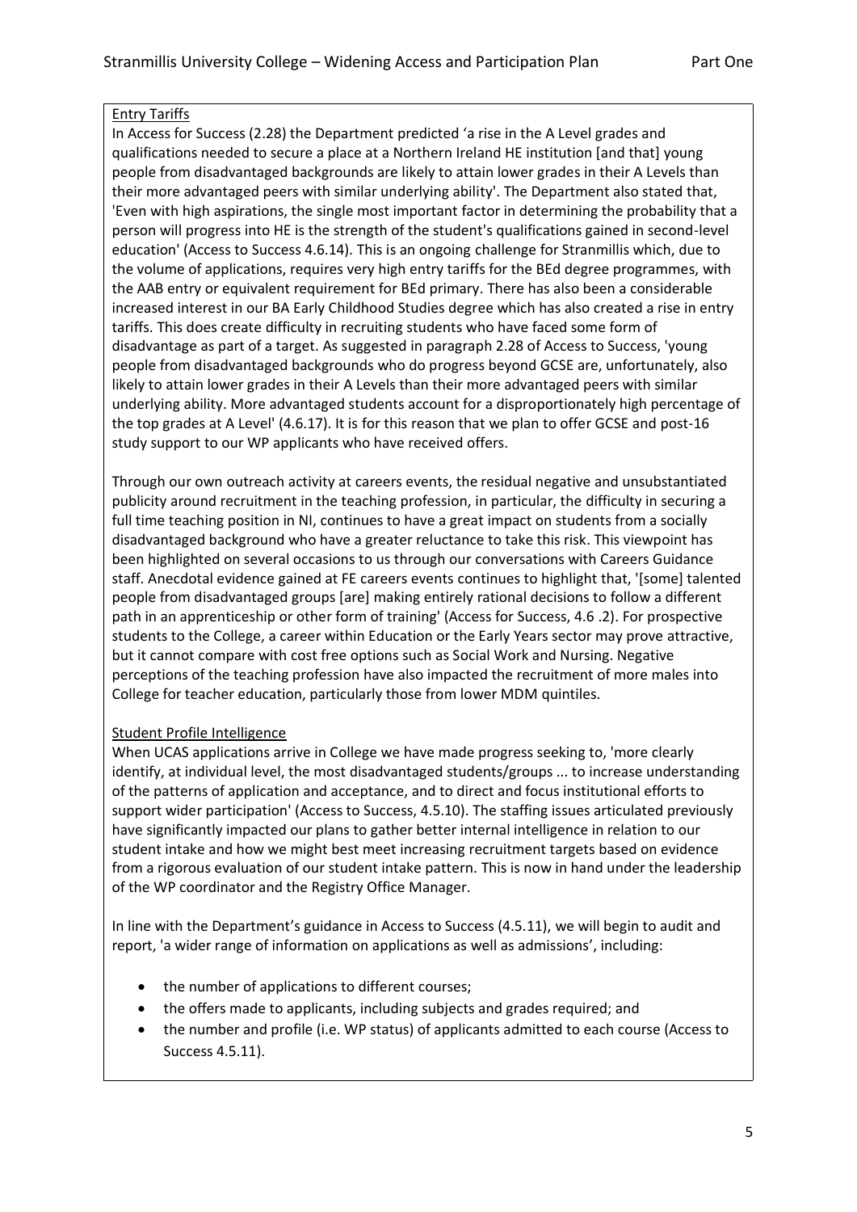Entry Tariffs

In Access for Success (2.28) the Department predicted 'a rise in the A Level grades and qualifications needed to secure a place at a Northern Ireland HE institution [and that] young people from disadvantaged backgrounds are likely to attain lower grades in their A Levels than their more advantaged peers with similar underlying ability'. The Department also stated that, 'Even with high aspirations, the single most important factor in determining the probability that a person will progress into HE is the strength of the student's qualifications gained in second-level education' (Access to Success 4.6.14). This is an ongoing challenge for Stranmillis which, due to the volume of applications, requires very high entry tariffs for the BEd degree programmes, with the AAB entry or equivalent requirement for BEd primary. There has also been a considerable increased interest in our BA Early Childhood Studies degree which has also created a rise in entry tariffs. This does create difficulty in recruiting students who have faced some form of disadvantage as part of a target. As suggested in paragraph 2.28 of Access to Success, 'young people from disadvantaged backgrounds who do progress beyond GCSE are, unfortunately, also likely to attain lower grades in their A Levels than their more advantaged peers with similar underlying ability. More advantaged students account for a disproportionately high percentage of the top grades at A Level' (4.6.17). It is for this reason that we plan to offer GCSE and post-16 study support to our WP applicants who have received offers.

Through our own outreach activity at careers events, the residual negative and unsubstantiated publicity around recruitment in the teaching profession, in particular, the difficulty in securing a full time teaching position in NI, continues to have a great impact on students from a socially disadvantaged background who have a greater reluctance to take this risk. This viewpoint has been highlighted on several occasions to us through our conversations with Careers Guidance staff. Anecdotal evidence gained at FE careers events continues to highlight that, '[some] talented people from disadvantaged groups [are] making entirely rational decisions to follow a different path in an apprenticeship or other form of training' (Access for Success, 4.6 .2). For prospective students to the College, a career within Education or the Early Years sector may prove attractive, but it cannot compare with cost free options such as Social Work and Nursing. Negative perceptions of the teaching profession have also impacted the recruitment of more males into College for teacher education, particularly those from lower MDM quintiles.

Student Profile Intelligence

When UCAS applications arrive in College we have made progress seeking to, 'more clearly identify, at individual level, the most disadvantaged students/groups ... to increase understanding of the patterns of application and acceptance, and to direct and focus institutional efforts to support wider participation' (Access to Success, 4.5.10). The staffing issues articulated previously have significantly impacted our plans to gather better internal intelligence in relation to our student intake and how we might best meet increasing recruitment targets based on evidence from a rigorous evaluation of our student intake pattern. This is now in hand under the leadership of the WP coordinator and the Registry Office Manager.

In line with the Department's guidance in Access to Success (4.5.11), we will begin to audit and report, 'a wider range of information on applications as well as admissions', including:

- the number of applications to different courses;
- the offers made to applicants, including subjects and grades required; and
- the number and profile (i.e. WP status) of applicants admitted to each course (Access to Success 4.5.11).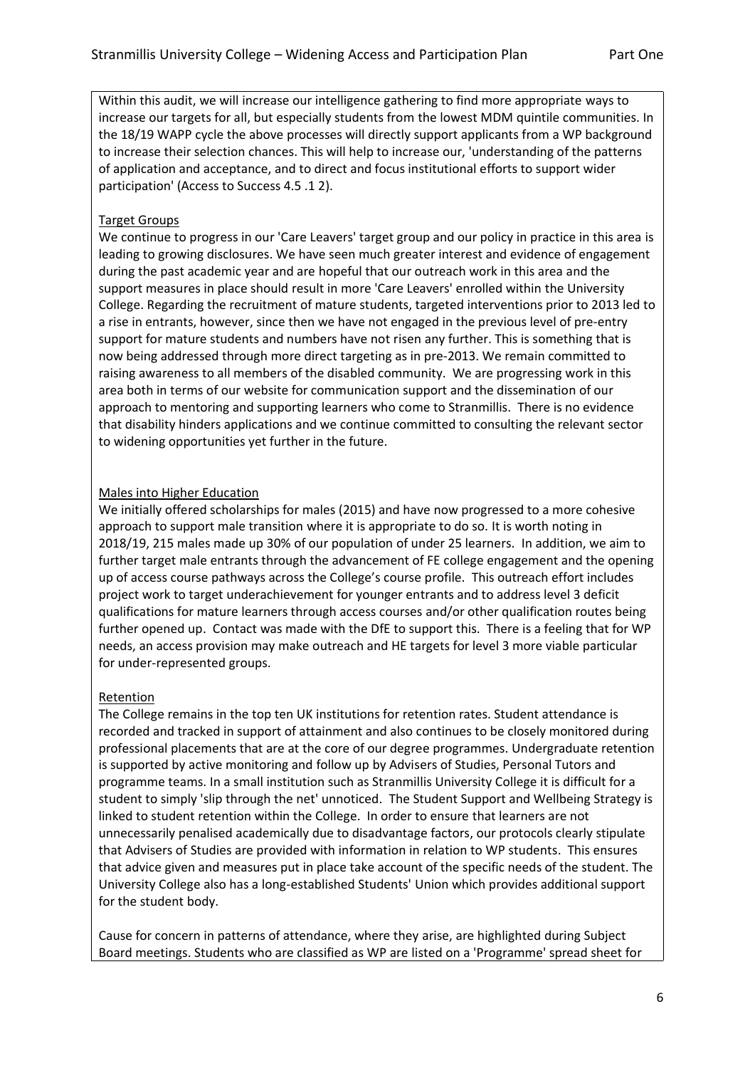Within this audit, we will increase our intelligence gathering to find more appropriate ways to increase our targets for all, but especially students from the lowest MDM quintile communities. In the 18/19 WAPP cycle the above processes will directly support applicants from a WP background to increase their selection chances. This will help to increase our, 'understanding of the patterns of application and acceptance, and to direct and focus institutional efforts to support wider participation' (Access to Success 4.5 .1 2).

### Target Groups

We continue to progress in our 'Care Leavers' target group and our policy in practice in this area is leading to growing disclosures. We have seen much greater interest and evidence of engagement during the past academic year and are hopeful that our outreach work in this area and the support measures in place should result in more 'Care Leavers' enrolled within the University College. Regarding the recruitment of mature students, targeted interventions prior to 2013 led to a rise in entrants, however, since then we have not engaged in the previous level of pre-entry support for mature students and numbers have not risen any further. This is something that is now being addressed through more direct targeting as in pre-2013. We remain committed to raising awareness to all members of the disabled community. We are progressing work in this area both in terms of our website for communication support and the dissemination of our approach to mentoring and supporting learners who come to Stranmillis. There is no evidence that disability hinders applications and we continue committed to consulting the relevant sector to widening opportunities yet further in the future.

### Males into Higher Education

We initially offered scholarships for males (2015) and have now progressed to a more cohesive approach to support male transition where it is appropriate to do so. It is worth noting in 2018/19, 215 males made up 30% of our population of under 25 learners. In addition, we aim to further target male entrants through the advancement of FE college engagement and the opening up of access course pathways across the College's course profile. This outreach effort includes project work to target underachievement for younger entrants and to address level 3 deficit qualifications for mature learners through access courses and/or other qualification routes being further opened up. Contact was made with the DfE to support this. There is a feeling that for WP needs, an access provision may make outreach and HE targets for level 3 more viable particular for under-represented groups.

### Retention

The College remains in the top ten UK institutions for retention rates. Student attendance is recorded and tracked in support of attainment and also continues to be closely monitored during professional placements that are at the core of our degree programmes. Undergraduate retention is supported by active monitoring and follow up by Advisers of Studies, Personal Tutors and programme teams. In a small institution such as Stranmillis University College it is difficult for a student to simply 'slip through the net' unnoticed. The Student Support and Wellbeing Strategy is linked to student retention within the College. In order to ensure that learners are not unnecessarily penalised academically due to disadvantage factors, our protocols clearly stipulate that Advisers of Studies are provided with information in relation to WP students. This ensures that advice given and measures put in place take account of the specific needs of the student. The University College also has a long-established Students' Union which provides additional support for the student body.

Cause for concern in patterns of attendance, where they arise, are highlighted during Subject Board meetings. Students who are classified as WP are listed on a 'Programme' spread sheet for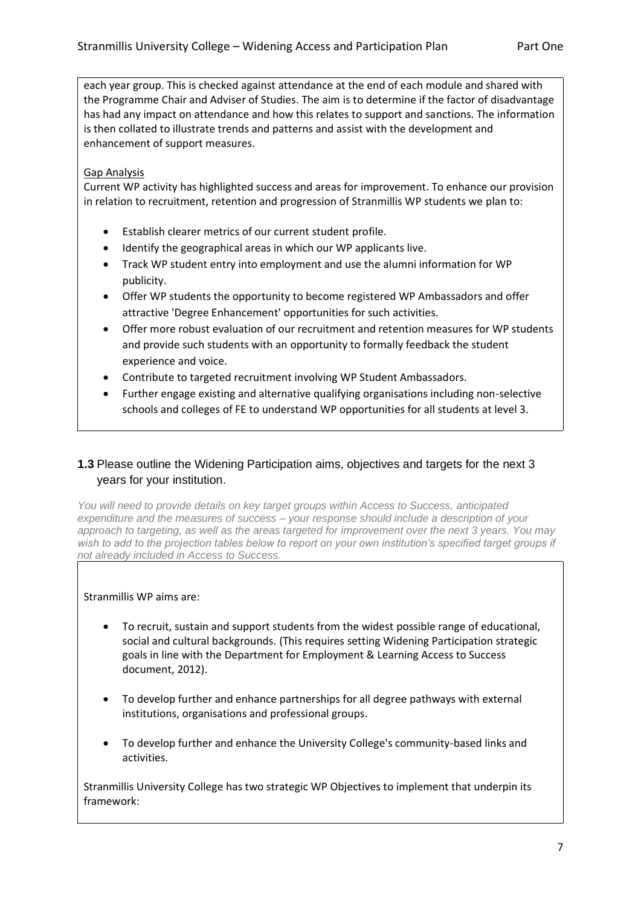each year group. This is checked against attendance at the end of each module and shared with the Programme Chair and Adviser of Studies. The aim is to determine if the factor of disadvantage has had any impact on attendance and how this relates to support and sanctions. The information is then collated to illustrate trends and patterns and assist with the development and enhancement of support measures.

Gap Analysis

Current WP activity has highlighted success and areas for improvement. To enhance our provision in relation to recruitment, retention and progression of Stranmillis WP students we plan to:

- Establish clearer metrics of our current student profile.
- Identify the geographical areas in which our WP applicants live.
- Track WP student entry into employment and use the alumni information for WP publicity.
- Offer WP students the opportunity to become registered WP Ambassadors and offer attractive 'Degree Enhancement' opportunities for such activities.
- Offer more robust evaluation of our recruitment and retention measures for WP students and provide such students with an opportunity to formally feedback the student experience and voice.
- Contribute to targeted recruitment involving WP Student Ambassadors.
- Further engage existing and alternative qualifying organisations including non-selective schools and colleges of FE to understand WP opportunities for all students at level 3.

**1.3** Please outline the Widening Participation aims, objectives and targets for the next 3 years for your institution.

*You will need to provide details on key target groups within Access to Success, anticipated expenditure and the measures of success – your response should include a description of your approach to targeting, as well as the areas targeted for improvement over the next 3 years. You may wish to add to the projection tables below to report on your own institution's specified target groups if not already included in Access to Success.*

Stranmillis WP aims are:

- To recruit, sustain and support students from the widest possible range of educational, social and cultural backgrounds. (This requires setting Widening Participation strategic goals in line with the Department for Employment & Learning Access to Success document, 2012).

- To develop further and enhance partnerships for all degree pathways with external institutions, organisations and professional groups.

- To develop further and enhance the University College's community-based links and activities.

Stranmillis University College has two strategic WP Objectives to implement that underpin its framework: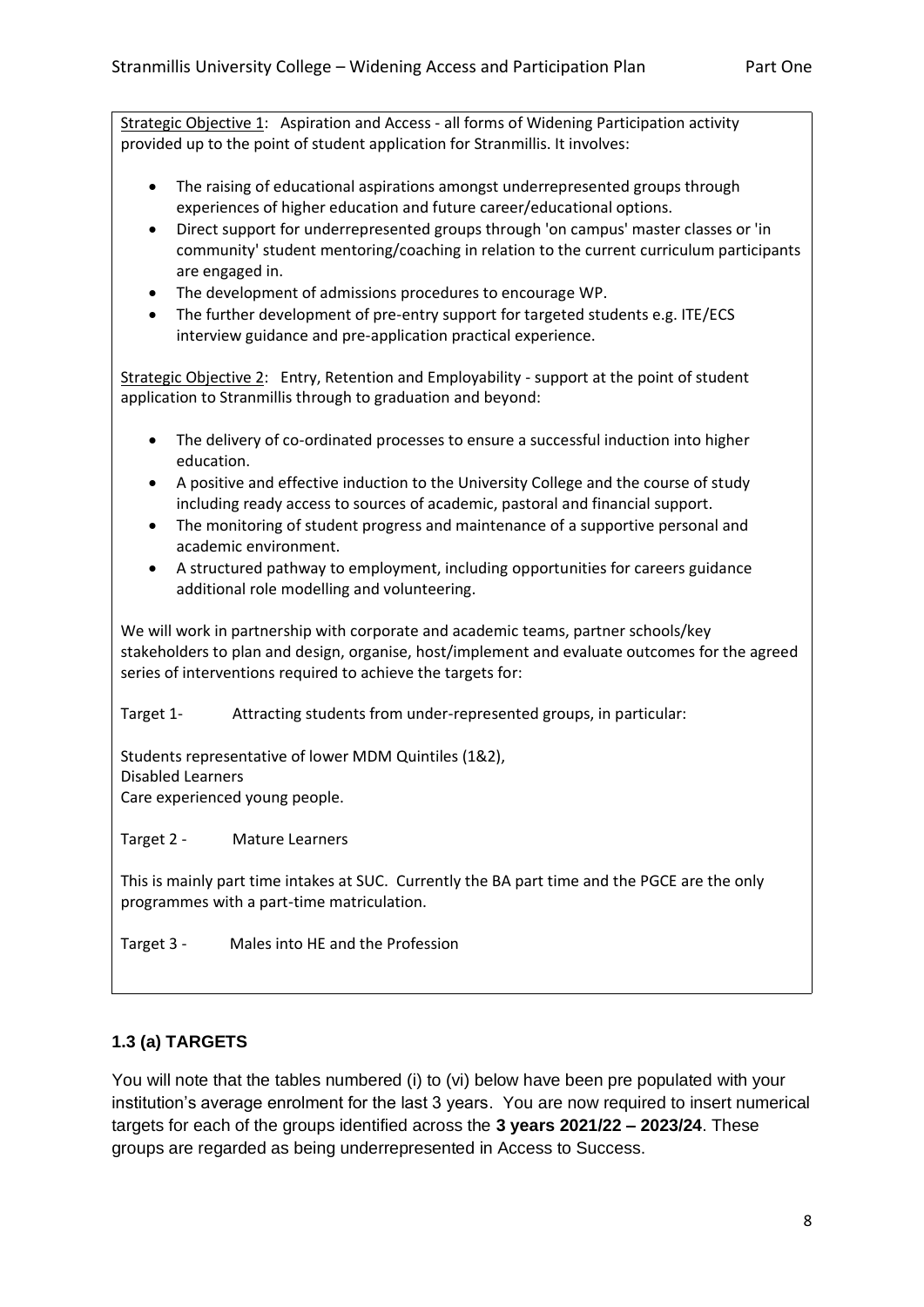Strategic Objective 1: Aspiration and Access - all forms of Widening Participation activity provided up to the point of student application for Stranmillis. It involves:

- The raising of educational aspirations amongst underrepresented groups through experiences of higher education and future career/educational options.
- Direct support for underrepresented groups through 'on campus' master classes or 'in community' student mentoring/coaching in relation to the current curriculum participants are engaged in.
- The development of admissions procedures to encourage WP.
- The further development of pre-entry support for targeted students e.g. ITE/ECS interview guidance and pre-application practical experience.

Strategic Objective 2: Entry, Retention and Employability - support at the point of student application to Stranmillis through to graduation and beyond:

- The delivery of co-ordinated processes to ensure a successful induction into higher education.
- A positive and effective induction to the University College and the course of study including ready access to sources of academic, pastoral and financial support.
- The monitoring of student progress and maintenance of a supportive personal and academic environment.
- A structured pathway to employment, including opportunities for careers guidance additional role modelling and volunteering.

We will work in partnership with corporate and academic teams, partner schools/key stakeholders to plan and design, organise, host/implement and evaluate outcomes for the agreed series of interventions required to achieve the targets for:

Target 1- Attracting students from under-represented groups, in particular:

Students representative of lower MDM Quintiles (1&2),
Disabled Learners
Care experienced young people.

Target 2 - Mature Learners

This is mainly part time intakes at SUC. Currently the BA part time and the PGCE are the only programmes with a part-time matriculation.

Target 3 - Males into HE and the Profession

### 1.3 (a) TARGETS

You will note that the tables numbered (i) to (vi) below have been pre populated with your institution's average enrolment for the last 3 years. You are now required to insert numerical targets for each of the groups identified across the **3 years 2021/22 – 2023/24**. These groups are regarded as being underrepresented in Access to Success.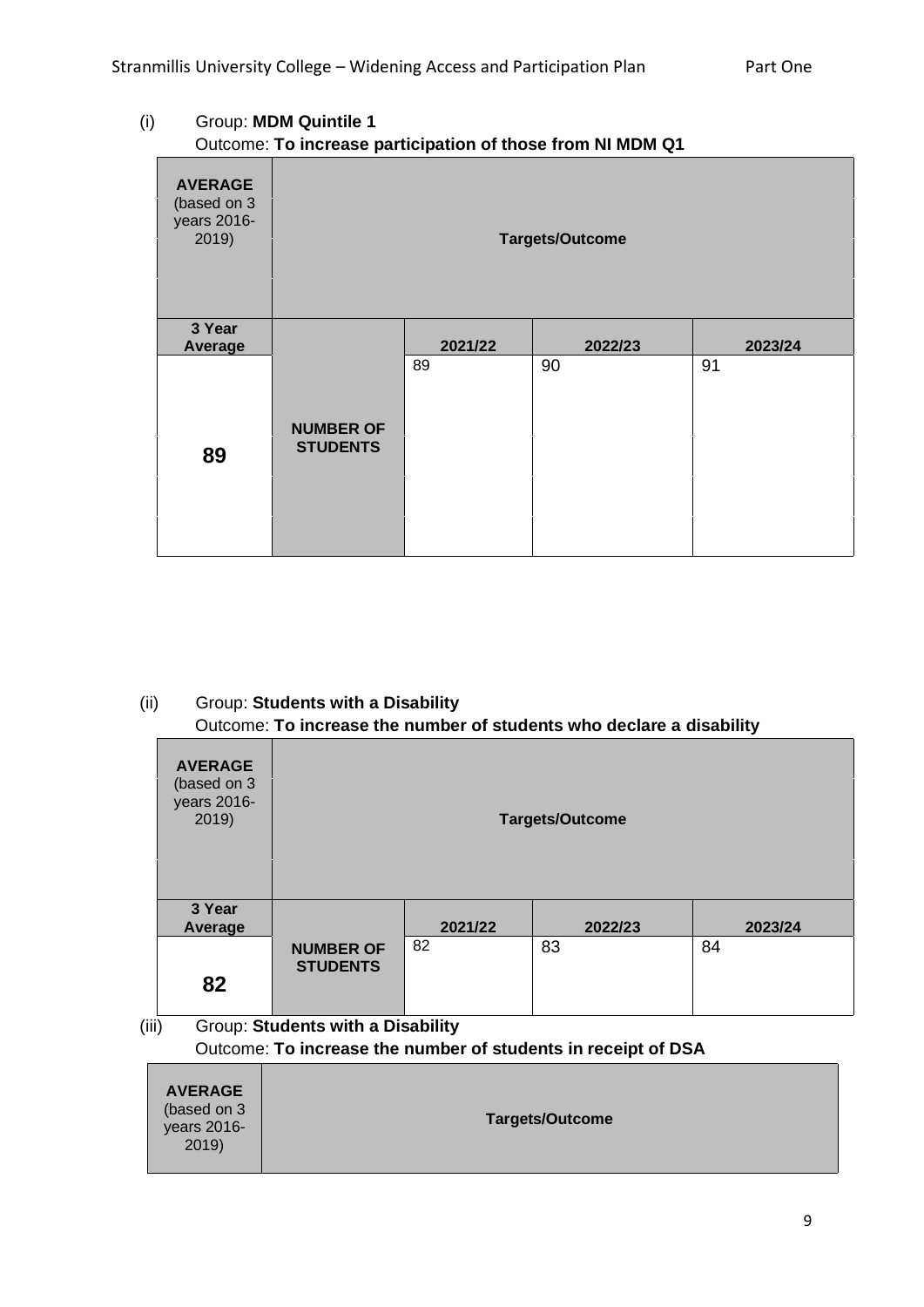(i) Group: **MDM Quintile 1**
Outcome: **To increase participation of those from NI MDM Q1**

| **AVERAGE** (based on 3 years 2016-2019) | **Targets/Outcome** | | | |
|---|---|---|---|---|
| **3 Year Average** | | **2021/22** | **2022/23** | **2023/24** |
| **89** | **NUMBER OF STUDENTS** | 89 | 90 | 91 |

(ii) Group: **Students with a Disability**
Outcome: **To increase the number of students who declare a disability**

| **AVERAGE** (based on 3 years 2016-2019) | **Targets/Outcome** | | | |
|---|---|---|---|---|
| **3 Year Average** | | **2021/22** | **2022/23** | **2023/24** |
| **82** | **NUMBER OF STUDENTS** | 82 | 83 | 84 |

(iii) Group: **Students with a Disability**
Outcome: **To increase the number of students in receipt of DSA**

| **AVERAGE** (based on 3 years 2016-2019) | **Targets/Outcome** |
|---|---|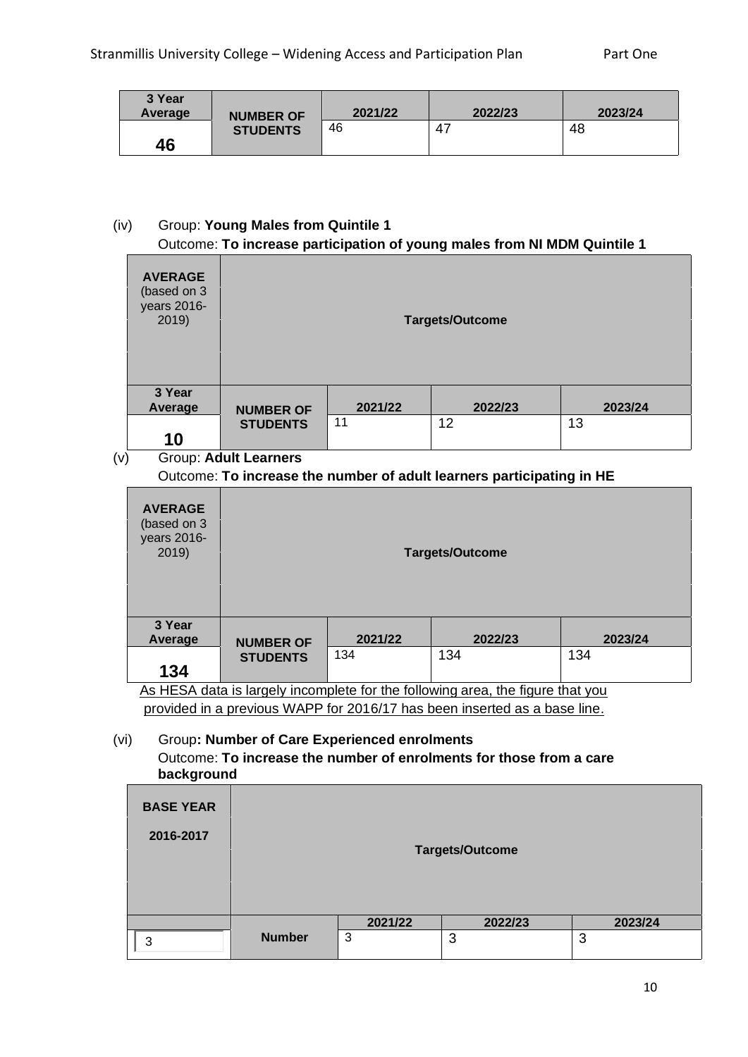| 3 Year Average | NUMBER OF STUDENTS | 2021/22 | 2022/23 | 2023/24 |
|---|---|---|---|---|
| **46** | | 46 | 47 | 48 |

(iv) Group: **Young Males from Quintile 1**
Outcome: **To increase participation of young males from NI MDM Quintile 1**

| **AVERAGE** (based on 3 years 2016-2019) | **Targets/Outcome** | | | |
|---|---|---|---|---|
| **3 Year Average** | **NUMBER OF STUDENTS** | **2021/22** | **2022/23** | **2023/24** |
| **10** | | 11 | 12 | 13 |

(v) Group: **Adult Learners**
Outcome: **To increase the number of adult learners participating in HE**

| **AVERAGE** (based on 3 years 2016-2019) | **Targets/Outcome** | | | |
|---|---|---|---|---|
| **3 Year Average** | **NUMBER OF STUDENTS** | **2021/22** | **2022/23** | **2023/24** |
| **134** | | 134 | 134 | 134 |

As HESA data is largely incomplete for the following area, the figure that you provided in a previous WAPP for 2016/17 has been inserted as a base line.

(vi) Group**: Number of Care Experienced enrolments**
Outcome: **To increase the number of enrolments for those from a care background**

| **BASE YEAR 2016-2017** | **Targets/Outcome** | | | |
|---|---|---|---|---|
| | | **2021/22** | **2022/23** | **2023/24** |
| 3 | **Number** | 3 | 3 | 3 |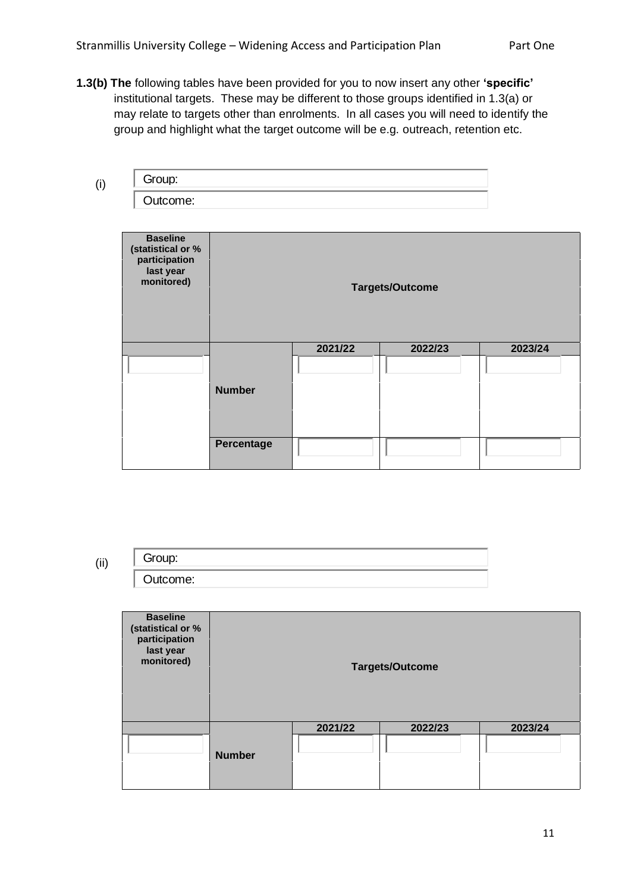**1.3(b) The** following tables have been provided for you to now insert any other **'specific'** institutional targets. These may be different to those groups identified in 1.3(a) or may relate to targets other than enrolments. In all cases you will need to identify the group and highlight what the target outcome will be e.g. outreach, retention etc.

(i)

Group:

Outcome:

| **Baseline (statistical or % participation last year monitored)** | **Targets/Outcome** | | | |
|---|---|---|---|---|
| | | **2021/22** | **2022/23** | **2023/24** |
| | **Number** | | | |
| | **Percentage** | | | |

(ii)

Group:

Outcome:

| **Baseline (statistical or % participation last year monitored)** | **Targets/Outcome** | | | |
|---|---|---|---|---|
| | | **2021/22** | **2022/23** | **2023/24** |
| | **Number** | | | |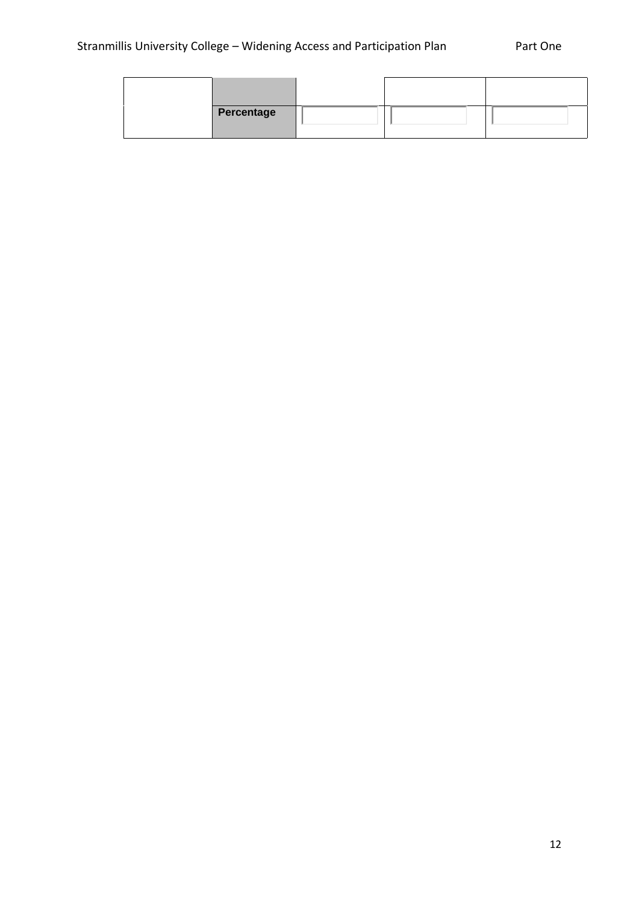| | | | | |
|---|---|---|---|---|
| | Percentage | | | |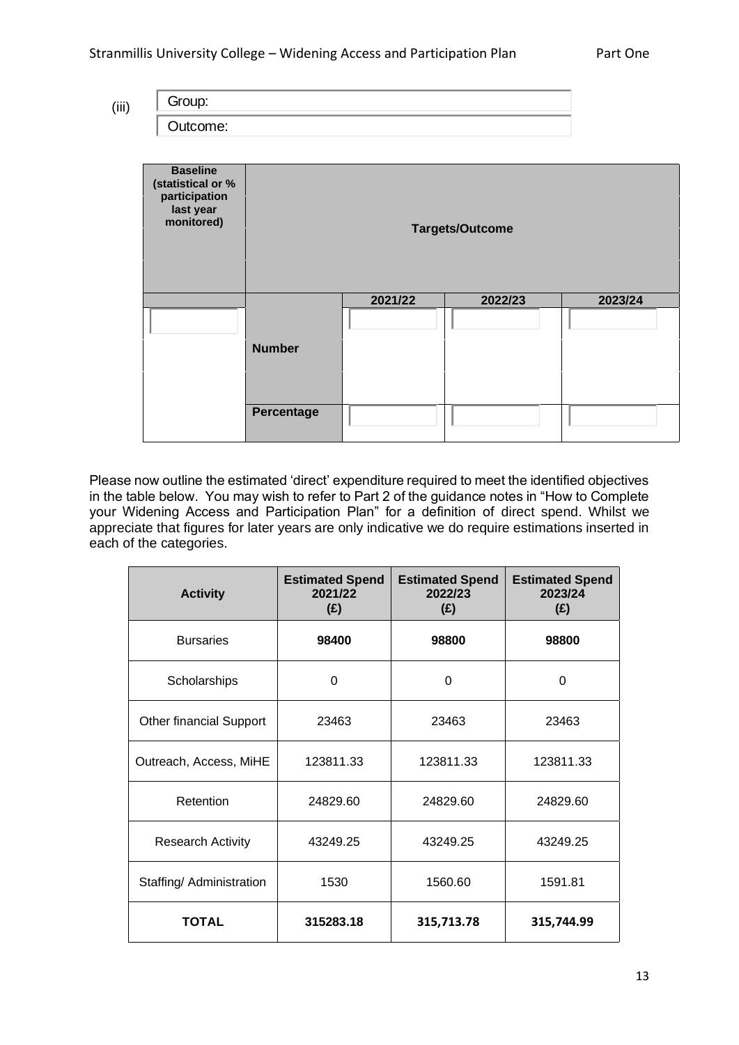(iii)

| Group: |
|---|
| Outcome: |

| Baseline (statistical or % participation last year monitored) | Targets/Outcome | | | |
|---|---|---|---|---|
| | | 2021/22 | 2022/23 | 2023/24 |
| | Number | | | |
| | Percentage | | | |

Please now outline the estimated 'direct' expenditure required to meet the identified objectives in the table below. You may wish to refer to Part 2 of the guidance notes in "How to Complete your Widening Access and Participation Plan" for a definition of direct spend. Whilst we appreciate that figures for later years are only indicative we do require estimations inserted in each of the categories.

| Activity | Estimated Spend 2021/22 (£) | Estimated Spend 2022/23 (£) | Estimated Spend 2023/24 (£) |
|---|---|---|---|
| Bursaries | **98400** | **98800** | **98800** |
| Scholarships | 0 | 0 | 0 |
| Other financial Support | 23463 | 23463 | 23463 |
| Outreach, Access, MiHE | 123811.33 | 123811.33 | 123811.33 |
| Retention | 24829.60 | 24829.60 | 24829.60 |
| Research Activity | 43249.25 | 43249.25 | 43249.25 |
| Staffing/ Administration | 1530 | 1560.60 | 1591.81 |
| **TOTAL** | **315283.18** | **315,713.78** | **315,744.99** |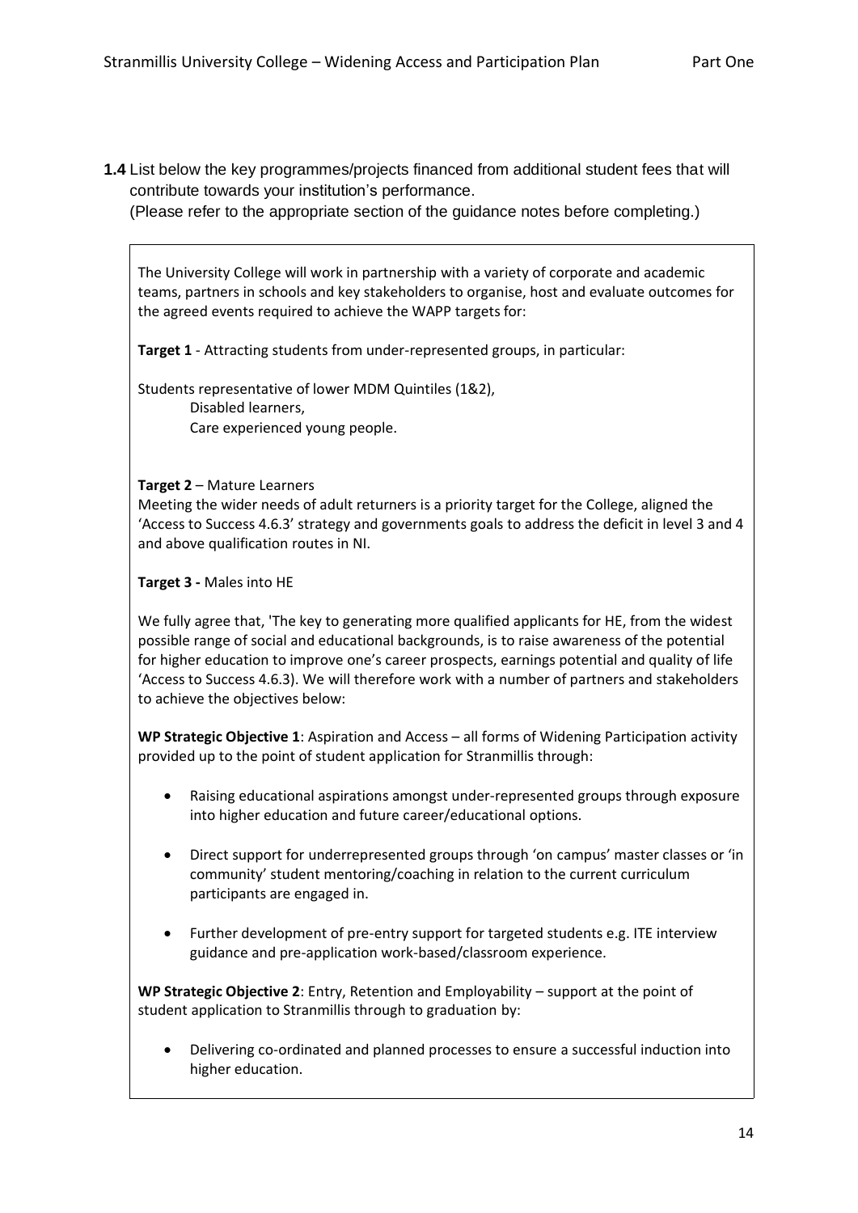**1.4** List below the key programmes/projects financed from additional student fees that will contribute towards your institution's performance.
(Please refer to the appropriate section of the guidance notes before completing.)

The University College will work in partnership with a variety of corporate and academic teams, partners in schools and key stakeholders to organise, host and evaluate outcomes for the agreed events required to achieve the WAPP targets for:

**Target 1** - Attracting students from under-represented groups, in particular:

Students representative of lower MDM Quintiles (1&2),
Disabled learners,
Care experienced young people.

**Target 2** – Mature Learners
Meeting the wider needs of adult returners is a priority target for the College, aligned the 'Access to Success 4.6.3' strategy and governments goals to address the deficit in level 3 and 4 and above qualification routes in NI.

**Target 3 -** Males into HE

We fully agree that, 'The key to generating more qualified applicants for HE, from the widest possible range of social and educational backgrounds, is to raise awareness of the potential for higher education to improve one's career prospects, earnings potential and quality of life 'Access to Success 4.6.3). We will therefore work with a number of partners and stakeholders to achieve the objectives below:

**WP Strategic Objective 1**: Aspiration and Access – all forms of Widening Participation activity provided up to the point of student application for Stranmillis through:

- Raising educational aspirations amongst under-represented groups through exposure into higher education and future career/educational options.
- Direct support for underrepresented groups through 'on campus' master classes or 'in community' student mentoring/coaching in relation to the current curriculum participants are engaged in.
- Further development of pre-entry support for targeted students e.g. ITE interview guidance and pre-application work-based/classroom experience.

**WP Strategic Objective 2**: Entry, Retention and Employability – support at the point of student application to Stranmillis through to graduation by:

- Delivering co-ordinated and planned processes to ensure a successful induction into higher education.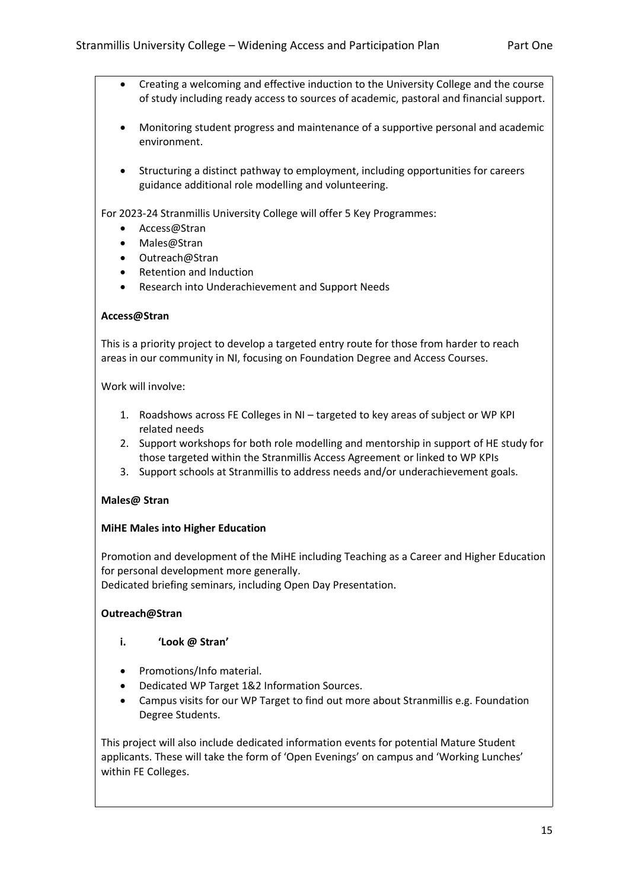- Creating a welcoming and effective induction to the University College and the course of study including ready access to sources of academic, pastoral and financial support.

- Monitoring student progress and maintenance of a supportive personal and academic environment.

- Structuring a distinct pathway to employment, including opportunities for careers guidance additional role modelling and volunteering.

For 2023-24 Stranmillis University College will offer 5 Key Programmes:

- Access@Stran
- Males@Stran
- Outreach@Stran
- Retention and Induction
- Research into Underachievement and Support Needs

**Access@Stran**

This is a priority project to develop a targeted entry route for those from harder to reach areas in our community in NI, focusing on Foundation Degree and Access Courses.

Work will involve:

1. Roadshows across FE Colleges in NI – targeted to key areas of subject or WP KPI related needs
2. Support workshops for both role modelling and mentorship in support of HE study for those targeted within the Stranmillis Access Agreement or linked to WP KPIs
3. Support schools at Stranmillis to address needs and/or underachievement goals.

**Males@ Stran**

**MiHE Males into Higher Education**

Promotion and development of the MiHE including Teaching as a Career and Higher Education for personal development more generally.
Dedicated briefing seminars, including Open Day Presentation.

**Outreach@Stran**

i. **'Look @ Stran'**

- Promotions/Info material.
- Dedicated WP Target 1&2 Information Sources.
- Campus visits for our WP Target to find out more about Stranmillis e.g. Foundation Degree Students.

This project will also include dedicated information events for potential Mature Student applicants. These will take the form of 'Open Evenings' on campus and 'Working Lunches' within FE Colleges.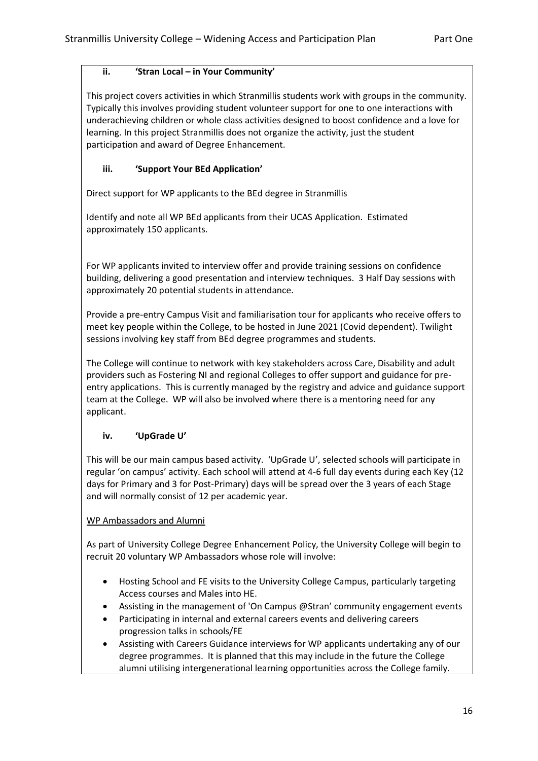### ii. 'Stran Local – in Your Community'

This project covers activities in which Stranmillis students work with groups in the community. Typically this involves providing student volunteer support for one to one interactions with underachieving children or whole class activities designed to boost confidence and a love for learning. In this project Stranmillis does not organize the activity, just the student participation and award of Degree Enhancement.

### iii. 'Support Your BEd Application'

Direct support for WP applicants to the BEd degree in Stranmillis

Identify and note all WP BEd applicants from their UCAS Application. Estimated approximately 150 applicants.

For WP applicants invited to interview offer and provide training sessions on confidence building, delivering a good presentation and interview techniques. 3 Half Day sessions with approximately 20 potential students in attendance.

Provide a pre-entry Campus Visit and familiarisation tour for applicants who receive offers to meet key people within the College, to be hosted in June 2021 (Covid dependent). Twilight sessions involving key staff from BEd degree programmes and students.

The College will continue to network with key stakeholders across Care, Disability and adult providers such as Fostering NI and regional Colleges to offer support and guidance for pre-entry applications. This is currently managed by the registry and advice and guidance support team at the College. WP will also be involved where there is a mentoring need for any applicant.

### iv. 'UpGrade U'

This will be our main campus based activity. 'UpGrade U', selected schools will participate in regular 'on campus' activity. Each school will attend at 4-6 full day events during each Key (12 days for Primary and 3 for Post-Primary) days will be spread over the 3 years of each Stage and will normally consist of 12 per academic year.

WP Ambassadors and Alumni

As part of University College Degree Enhancement Policy, the University College will begin to recruit 20 voluntary WP Ambassadors whose role will involve:

- Hosting School and FE visits to the University College Campus, particularly targeting Access courses and Males into HE.
- Assisting in the management of 'On Campus @Stran' community engagement events
- Participating in internal and external careers events and delivering careers progression talks in schools/FE
- Assisting with Careers Guidance interviews for WP applicants undertaking any of our degree programmes. It is planned that this may include in the future the College alumni utilising intergenerational learning opportunities across the College family.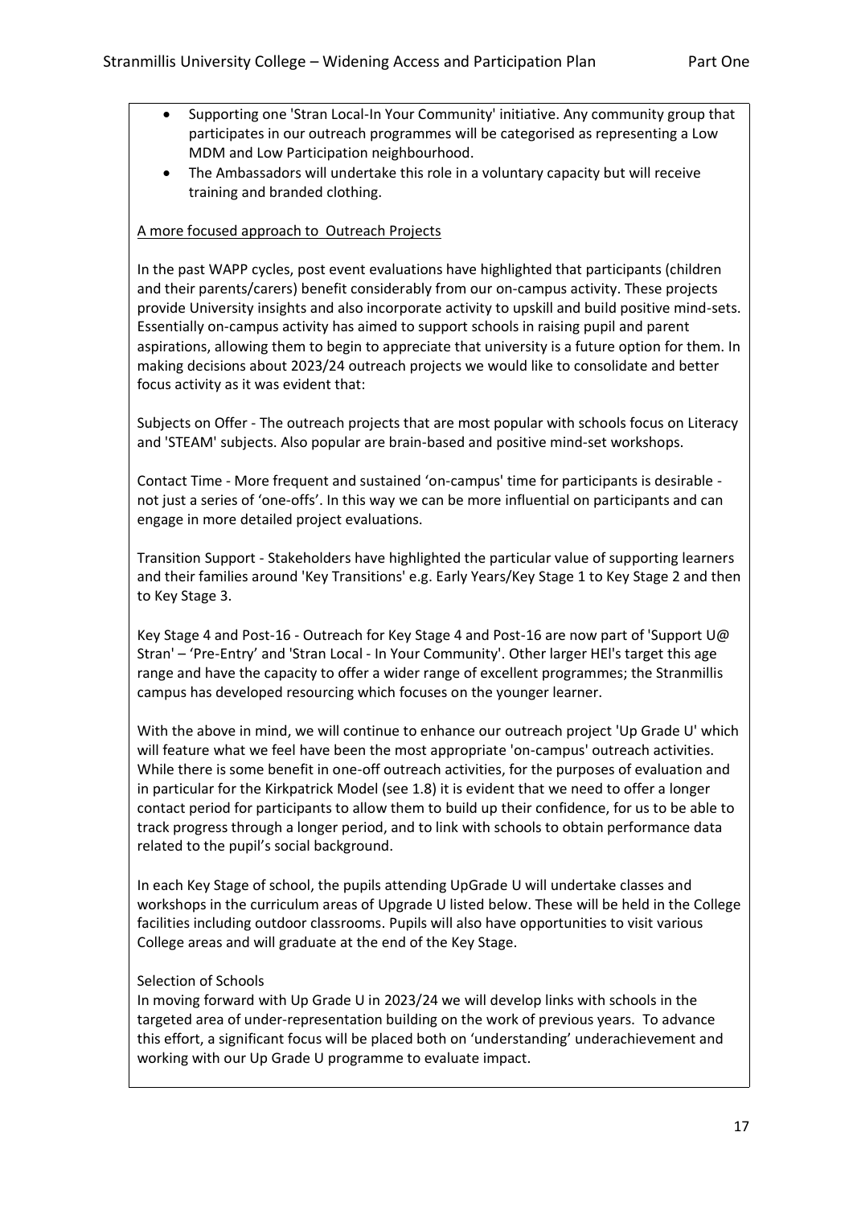- Supporting one 'Stran Local-In Your Community' initiative. Any community group that participates in our outreach programmes will be categorised as representing a Low MDM and Low Participation neighbourhood.
- The Ambassadors will undertake this role in a voluntary capacity but will receive training and branded clothing.

A more focused approach to Outreach Projects

In the past WAPP cycles, post event evaluations have highlighted that participants (children and their parents/carers) benefit considerably from our on-campus activity. These projects provide University insights and also incorporate activity to upskill and build positive mind-sets. Essentially on-campus activity has aimed to support schools in raising pupil and parent aspirations, allowing them to begin to appreciate that university is a future option for them. In making decisions about 2023/24 outreach projects we would like to consolidate and better focus activity as it was evident that:

Subjects on Offer - The outreach projects that are most popular with schools focus on Literacy and 'STEAM' subjects. Also popular are brain-based and positive mind-set workshops.

Contact Time - More frequent and sustained 'on-campus' time for participants is desirable - not just a series of 'one-offs'. In this way we can be more influential on participants and can engage in more detailed project evaluations.

Transition Support - Stakeholders have highlighted the particular value of supporting learners and their families around 'Key Transitions' e.g. Early Years/Key Stage 1 to Key Stage 2 and then to Key Stage 3.

Key Stage 4 and Post-16 - Outreach for Key Stage 4 and Post-16 are now part of 'Support U@ Stran' – 'Pre-Entry' and 'Stran Local - In Your Community'. Other larger HEI's target this age range and have the capacity to offer a wider range of excellent programmes; the Stranmillis campus has developed resourcing which focuses on the younger learner.

With the above in mind, we will continue to enhance our outreach project 'Up Grade U' which will feature what we feel have been the most appropriate 'on-campus' outreach activities. While there is some benefit in one-off outreach activities, for the purposes of evaluation and in particular for the Kirkpatrick Model (see 1.8) it is evident that we need to offer a longer contact period for participants to allow them to build up their confidence, for us to be able to track progress through a longer period, and to link with schools to obtain performance data related to the pupil's social background.

In each Key Stage of school, the pupils attending UpGrade U will undertake classes and workshops in the curriculum areas of Upgrade U listed below. These will be held in the College facilities including outdoor classrooms. Pupils will also have opportunities to visit various College areas and will graduate at the end of the Key Stage.

Selection of Schools

In moving forward with Up Grade U in 2023/24 we will develop links with schools in the targeted area of under-representation building on the work of previous years. To advance this effort, a significant focus will be placed both on 'understanding' underachievement and working with our Up Grade U programme to evaluate impact.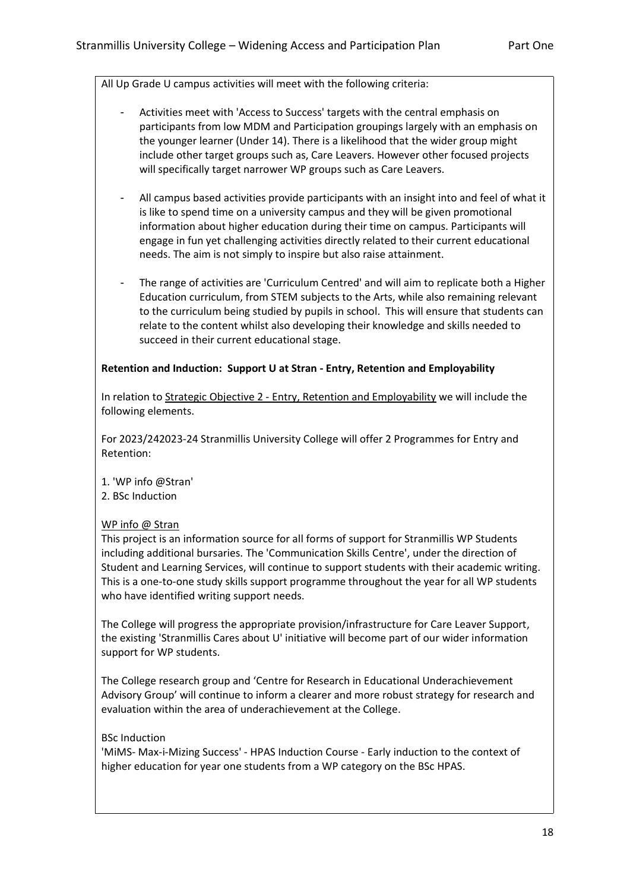All Up Grade U campus activities will meet with the following criteria:

- Activities meet with 'Access to Success' targets with the central emphasis on participants from low MDM and Participation groupings largely with an emphasis on the younger learner (Under 14). There is a likelihood that the wider group might include other target groups such as, Care Leavers. However other focused projects will specifically target narrower WP groups such as Care Leavers.
- All campus based activities provide participants with an insight into and feel of what it is like to spend time on a university campus and they will be given promotional information about higher education during their time on campus. Participants will engage in fun yet challenging activities directly related to their current educational needs. The aim is not simply to inspire but also raise attainment.
- The range of activities are 'Curriculum Centred' and will aim to replicate both a Higher Education curriculum, from STEM subjects to the Arts, while also remaining relevant to the curriculum being studied by pupils in school. This will ensure that students can relate to the content whilst also developing their knowledge and skills needed to succeed in their current educational stage.

**Retention and Induction: Support U at Stran - Entry, Retention and Employability**

In relation to Strategic Objective 2 - Entry, Retention and Employability we will include the following elements.

For 2023/242023-24 Stranmillis University College will offer 2 Programmes for Entry and Retention:

1. 'WP info @Stran'
2. BSc Induction

WP info @ Stran

This project is an information source for all forms of support for Stranmillis WP Students including additional bursaries. The 'Communication Skills Centre', under the direction of Student and Learning Services, will continue to support students with their academic writing. This is a one-to-one study skills support programme throughout the year for all WP students who have identified writing support needs.

The College will progress the appropriate provision/infrastructure for Care Leaver Support, the existing 'Stranmillis Cares about U' initiative will become part of our wider information support for WP students.

The College research group and 'Centre for Research in Educational Underachievement Advisory Group' will continue to inform a clearer and more robust strategy for research and evaluation within the area of underachievement at the College.

BSc Induction

'MiMS- Max-i-Mizing Success' - HPAS Induction Course - Early induction to the context of higher education for year one students from a WP category on the BSc HPAS.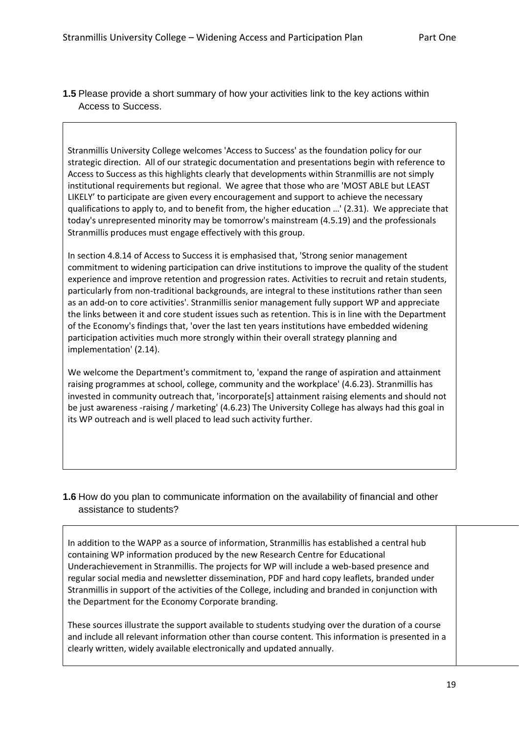**1.5** Please provide a short summary of how your activities link to the key actions within Access to Success.

Stranmillis University College welcomes 'Access to Success' as the foundation policy for our strategic direction. All of our strategic documentation and presentations begin with reference to Access to Success as this highlights clearly that developments within Stranmillis are not simply institutional requirements but regional. We agree that those who are 'MOST ABLE but LEAST LIKELY' to participate are given every encouragement and support to achieve the necessary qualifications to apply to, and to benefit from, the higher education …' (2.31). We appreciate that today's unrepresented minority may be tomorrow's mainstream (4.5.19) and the professionals Stranmillis produces must engage effectively with this group.

In section 4.8.14 of Access to Success it is emphasised that, 'Strong senior management commitment to widening participation can drive institutions to improve the quality of the student experience and improve retention and progression rates. Activities to recruit and retain students, particularly from non-traditional backgrounds, are integral to these institutions rather than seen as an add-on to core activities'. Stranmillis senior management fully support WP and appreciate the links between it and core student issues such as retention. This is in line with the Department of the Economy's findings that, 'over the last ten years institutions have embedded widening participation activities much more strongly within their overall strategy planning and implementation' (2.14).

We welcome the Department's commitment to, 'expand the range of aspiration and attainment raising programmes at school, college, community and the workplace' (4.6.23). Stranmillis has invested in community outreach that, 'incorporate[s] attainment raising elements and should not be just awareness -raising / marketing' (4.6.23) The University College has always had this goal in its WP outreach and is well placed to lead such activity further.

**1.6** How do you plan to communicate information on the availability of financial and other assistance to students?

In addition to the WAPP as a source of information, Stranmillis has established a central hub containing WP information produced by the new Research Centre for Educational Underachievement in Stranmillis. The projects for WP will include a web-based presence and regular social media and newsletter dissemination, PDF and hard copy leaflets, branded under Stranmillis in support of the activities of the College, including and branded in conjunction with the Department for the Economy Corporate branding.

These sources illustrate the support available to students studying over the duration of a course and include all relevant information other than course content. This information is presented in a clearly written, widely available electronically and updated annually.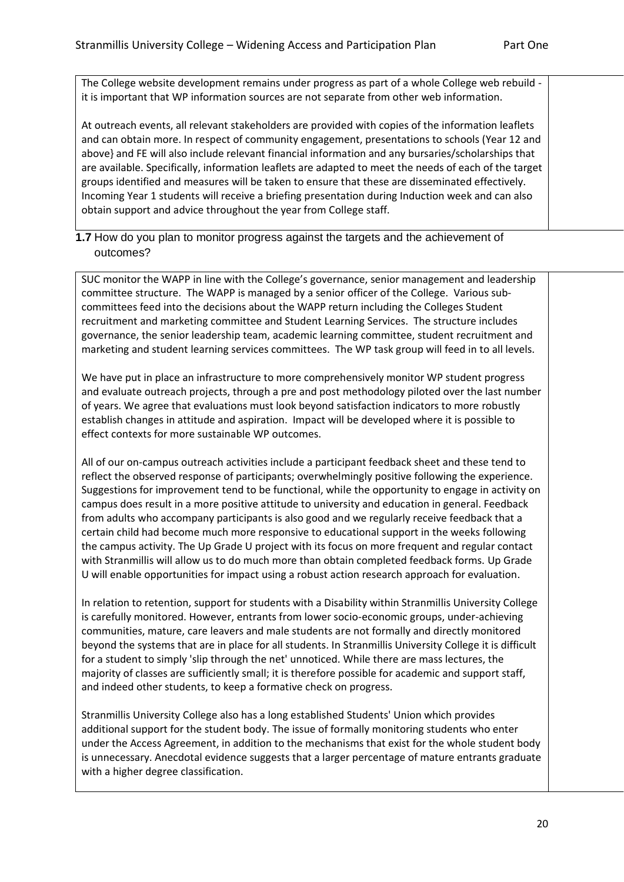The College website development remains under progress as part of a whole College web rebuild - it is important that WP information sources are not separate from other web information.

At outreach events, all relevant stakeholders are provided with copies of the information leaflets and can obtain more. In respect of community engagement, presentations to schools (Year 12 and above} and FE will also include relevant financial information and any bursaries/scholarships that are available. Specifically, information leaflets are adapted to meet the needs of each of the target groups identified and measures will be taken to ensure that these are disseminated effectively. Incoming Year 1 students will receive a briefing presentation during Induction week and can also obtain support and advice throughout the year from College staff.

**1.7** How do you plan to monitor progress against the targets and the achievement of outcomes?

SUC monitor the WAPP in line with the College's governance, senior management and leadership committee structure. The WAPP is managed by a senior officer of the College. Various sub-committees feed into the decisions about the WAPP return including the Colleges Student recruitment and marketing committee and Student Learning Services. The structure includes governance, the senior leadership team, academic learning committee, student recruitment and marketing and student learning services committees. The WP task group will feed in to all levels.

We have put in place an infrastructure to more comprehensively monitor WP student progress and evaluate outreach projects, through a pre and post methodology piloted over the last number of years. We agree that evaluations must look beyond satisfaction indicators to more robustly establish changes in attitude and aspiration. Impact will be developed where it is possible to effect contexts for more sustainable WP outcomes.

All of our on-campus outreach activities include a participant feedback sheet and these tend to reflect the observed response of participants; overwhelmingly positive following the experience. Suggestions for improvement tend to be functional, while the opportunity to engage in activity on campus does result in a more positive attitude to university and education in general. Feedback from adults who accompany participants is also good and we regularly receive feedback that a certain child had become much more responsive to educational support in the weeks following the campus activity. The Up Grade U project with its focus on more frequent and regular contact with Stranmillis will allow us to do much more than obtain completed feedback forms. Up Grade U will enable opportunities for impact using a robust action research approach for evaluation.

In relation to retention, support for students with a Disability within Stranmillis University College is carefully monitored. However, entrants from lower socio-economic groups, under-achieving communities, mature, care leavers and male students are not formally and directly monitored beyond the systems that are in place for all students. In Stranmillis University College it is difficult for a student to simply 'slip through the net' unnoticed. While there are mass lectures, the majority of classes are sufficiently small; it is therefore possible for academic and support staff, and indeed other students, to keep a formative check on progress.

Stranmillis University College also has a long established Students' Union which provides additional support for the student body. The issue of formally monitoring students who enter under the Access Agreement, in addition to the mechanisms that exist for the whole student body is unnecessary. Anecdotal evidence suggests that a larger percentage of mature entrants graduate with a higher degree classification.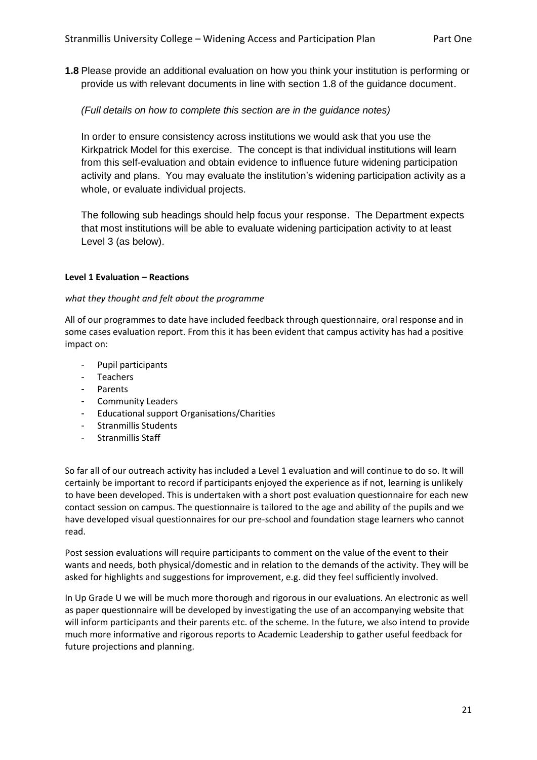**1.8** Please provide an additional evaluation on how you think your institution is performing or provide us with relevant documents in line with section 1.8 of the guidance document.

*(Full details on how to complete this section are in the guidance notes)*

In order to ensure consistency across institutions we would ask that you use the Kirkpatrick Model for this exercise. The concept is that individual institutions will learn from this self-evaluation and obtain evidence to influence future widening participation activity and plans. You may evaluate the institution's widening participation activity as a whole, or evaluate individual projects.

The following sub headings should help focus your response. The Department expects that most institutions will be able to evaluate widening participation activity to at least Level 3 (as below).

**Level 1 Evaluation – Reactions**

*what they thought and felt about the programme*

All of our programmes to date have included feedback through questionnaire, oral response and in some cases evaluation report. From this it has been evident that campus activity has had a positive impact on:

- Pupil participants
- Teachers
- Parents
- Community Leaders
- Educational support Organisations/Charities
- Stranmillis Students
- Stranmillis Staff

So far all of our outreach activity has included a Level 1 evaluation and will continue to do so. It will certainly be important to record if participants enjoyed the experience as if not, learning is unlikely to have been developed. This is undertaken with a short post evaluation questionnaire for each new contact session on campus. The questionnaire is tailored to the age and ability of the pupils and we have developed visual questionnaires for our pre-school and foundation stage learners who cannot read.

Post session evaluations will require participants to comment on the value of the event to their wants and needs, both physical/domestic and in relation to the demands of the activity. They will be asked for highlights and suggestions for improvement, e.g. did they feel sufficiently involved.

In Up Grade U we will be much more thorough and rigorous in our evaluations. An electronic as well as paper questionnaire will be developed by investigating the use of an accompanying website that will inform participants and their parents etc. of the scheme. In the future, we also intend to provide much more informative and rigorous reports to Academic Leadership to gather useful feedback for future projections and planning.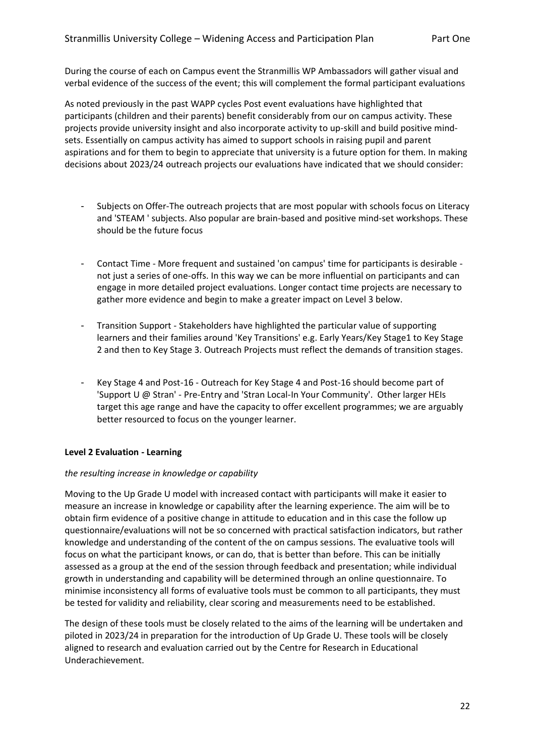During the course of each on Campus event the Stranmillis WP Ambassadors will gather visual and verbal evidence of the success of the event; this will complement the formal participant evaluations

As noted previously in the past WAPP cycles Post event evaluations have highlighted that participants (children and their parents) benefit considerably from our on campus activity. These projects provide university insight and also incorporate activity to up-skill and build positive mind-sets. Essentially on campus activity has aimed to support schools in raising pupil and parent aspirations and for them to begin to appreciate that university is a future option for them. In making decisions about 2023/24 outreach projects our evaluations have indicated that we should consider:

- Subjects on Offer-The outreach projects that are most popular with schools focus on Literacy and 'STEAM ' subjects. Also popular are brain-based and positive mind-set workshops. These should be the future focus

- Contact Time - More frequent and sustained 'on campus' time for participants is desirable - not just a series of one-offs. In this way we can be more influential on participants and can engage in more detailed project evaluations. Longer contact time projects are necessary to gather more evidence and begin to make a greater impact on Level 3 below.

- Transition Support - Stakeholders have highlighted the particular value of supporting learners and their families around 'Key Transitions' e.g. Early Years/Key Stage1 to Key Stage 2 and then to Key Stage 3. Outreach Projects must reflect the demands of transition stages.

- Key Stage 4 and Post-16 - Outreach for Key Stage 4 and Post-16 should become part of 'Support U @ Stran' - Pre-Entry and 'Stran Local-In Your Community'. Other larger HEIs target this age range and have the capacity to offer excellent programmes; we are arguably better resourced to focus on the younger learner.

**Level 2 Evaluation - Learning**

*the resulting increase in knowledge or capability*

Moving to the Up Grade U model with increased contact with participants will make it easier to measure an increase in knowledge or capability after the learning experience. The aim will be to obtain firm evidence of a positive change in attitude to education and in this case the follow up questionnaire/evaluations will not be so concerned with practical satisfaction indicators, but rather knowledge and understanding of the content of the on campus sessions. The evaluative tools will focus on what the participant knows, or can do, that is better than before. This can be initially assessed as a group at the end of the session through feedback and presentation; while individual growth in understanding and capability will be determined through an online questionnaire. To minimise inconsistency all forms of evaluative tools must be common to all participants, they must be tested for validity and reliability, clear scoring and measurements need to be established.

The design of these tools must be closely related to the aims of the learning will be undertaken and piloted in 2023/24 in preparation for the introduction of Up Grade U. These tools will be closely aligned to research and evaluation carried out by the Centre for Research in Educational Underachievement.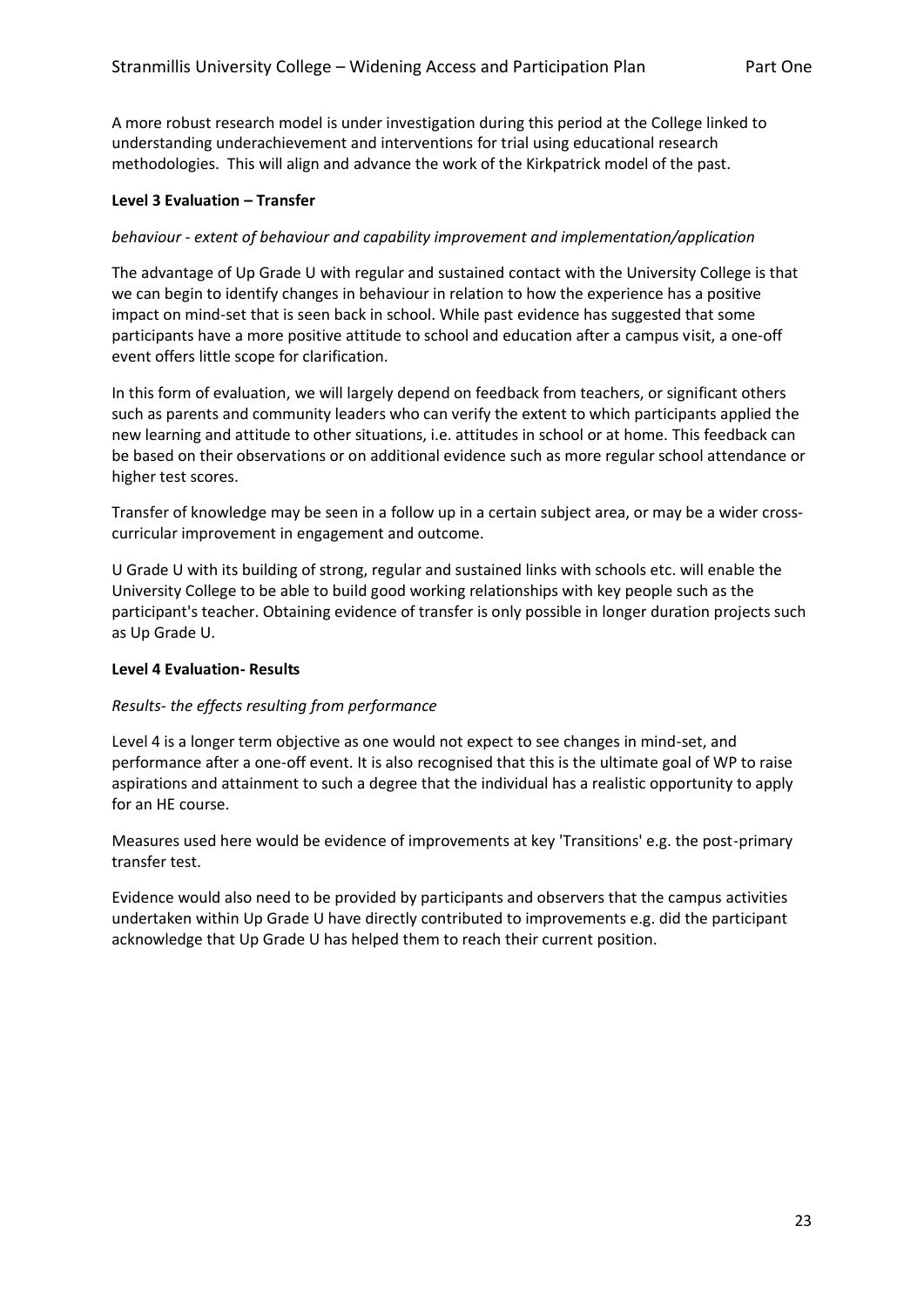A more robust research model is under investigation during this period at the College linked to understanding underachievement and interventions for trial using educational research methodologies. This will align and advance the work of the Kirkpatrick model of the past.

**Level 3 Evaluation – Transfer**

*behaviour - extent of behaviour and capability improvement and implementation/application*

The advantage of Up Grade U with regular and sustained contact with the University College is that we can begin to identify changes in behaviour in relation to how the experience has a positive impact on mind-set that is seen back in school. While past evidence has suggested that some participants have a more positive attitude to school and education after a campus visit, a one-off event offers little scope for clarification.

In this form of evaluation, we will largely depend on feedback from teachers, or significant others such as parents and community leaders who can verify the extent to which participants applied the new learning and attitude to other situations, i.e. attitudes in school or at home. This feedback can be based on their observations or on additional evidence such as more regular school attendance or higher test scores.

Transfer of knowledge may be seen in a follow up in a certain subject area, or may be a wider cross-curricular improvement in engagement and outcome.

U Grade U with its building of strong, regular and sustained links with schools etc. will enable the University College to be able to build good working relationships with key people such as the participant's teacher. Obtaining evidence of transfer is only possible in longer duration projects such as Up Grade U.

**Level 4 Evaluation- Results**

*Results- the effects resulting from performance*

Level 4 is a longer term objective as one would not expect to see changes in mind-set, and performance after a one-off event. It is also recognised that this is the ultimate goal of WP to raise aspirations and attainment to such a degree that the individual has a realistic opportunity to apply for an HE course.

Measures used here would be evidence of improvements at key 'Transitions' e.g. the post-primary transfer test.

Evidence would also need to be provided by participants and observers that the campus activities undertaken within Up Grade U have directly contributed to improvements e.g. did the participant acknowledge that Up Grade U has helped them to reach their current position.